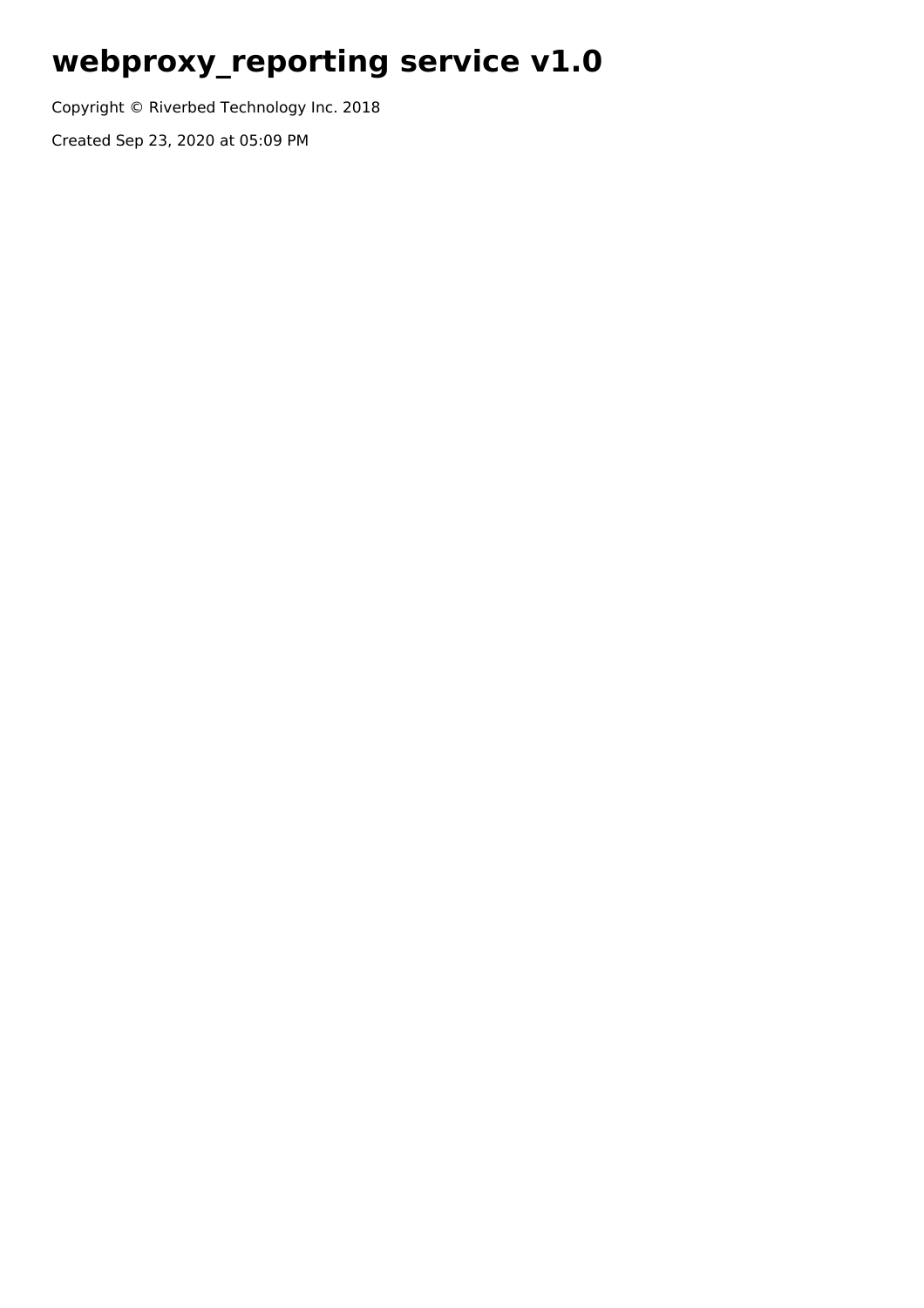# webproxy_reporting service v1.0

Copyright © Riverbed Technology Inc. 2018

Created Sep 23, 2020 at 05:09 PM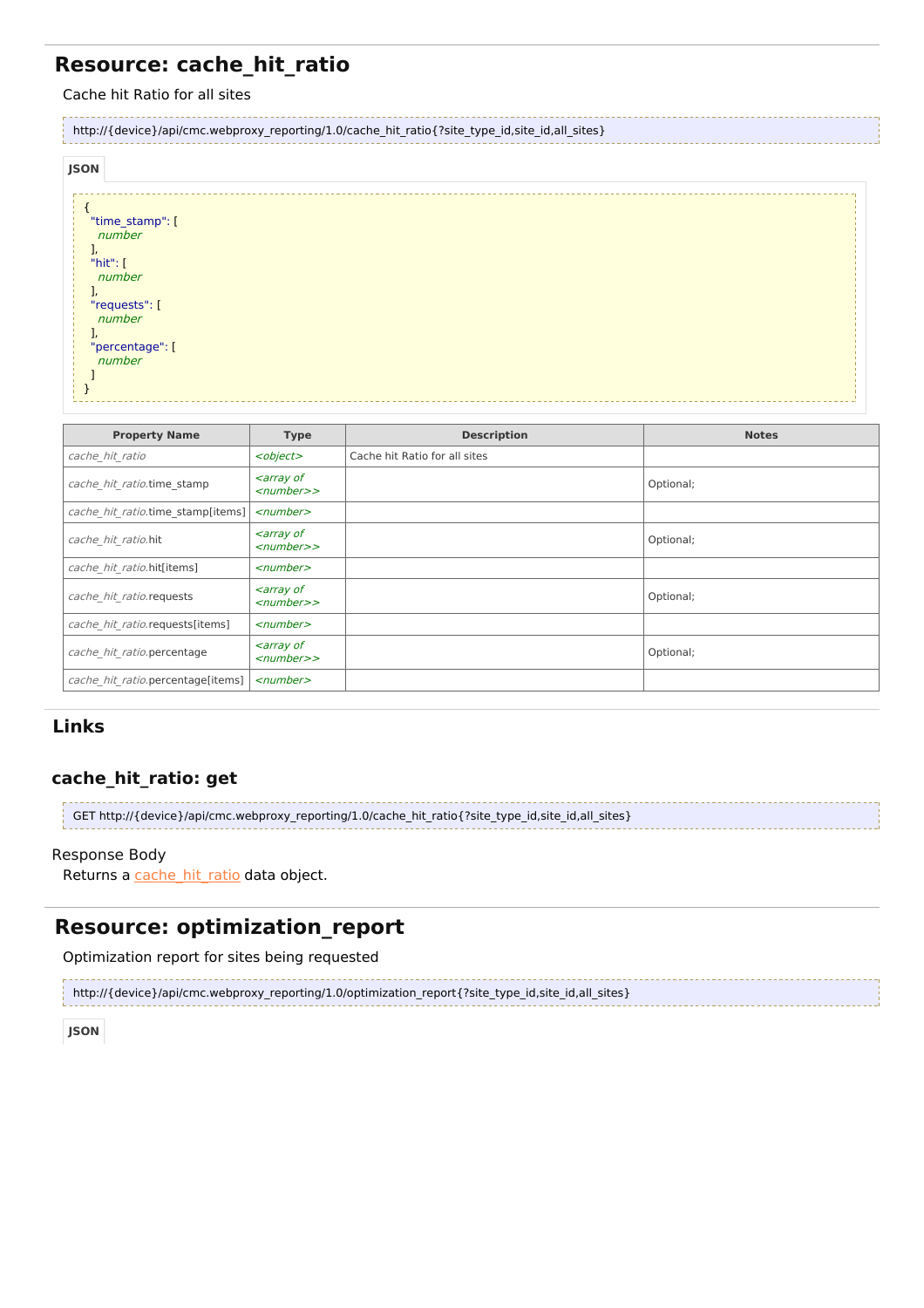## Resource: cache_hit_ratio

Cache hit Ratio for all sites

```
http://{device}/api/cmc.webproxy_reporting/1.0/cache_hit_ratio{?site_type_id,site_id,all_sites}
```

**JSON**

```
{
  "time_stamp": [
    number
  ],
  "hit": [
    number
  ],
  "requests": [
    number
  ],
  "percentage": [
    number
  ]
}
```

| Property Name | Type | Description | Notes |
|---|---|---|---|
| *cache_hit_ratio* | *<object>* | Cache hit Ratio for all sites | |
| *cache_hit_ratio*.time_stamp | *<array of <number>>* | | Optional; |
| *cache_hit_ratio*.time_stamp[items] | *<number>* | | |
| *cache_hit_ratio*.hit | *<array of <number>>* | | Optional; |
| *cache_hit_ratio*.hit[items] | *<number>* | | |
| *cache_hit_ratio*.requests | *<array of <number>>* | | Optional; |
| *cache_hit_ratio*.requests[items] | *<number>* | | |
| *cache_hit_ratio*.percentage | *<array of <number>>* | | Optional; |
| *cache_hit_ratio*.percentage[items] | *<number>* | | |

## Links

### cache_hit_ratio: get

```
GET http://{device}/api/cmc.webproxy_reporting/1.0/cache_hit_ratio{?site_type_id,site_id,all_sites}
```

Response Body

Returns a cache_hit_ratio data object.

## Resource: optimization_report

Optimization report for sites being requested

```
http://{device}/api/cmc.webproxy_reporting/1.0/optimization_report{?site_type_id,site_id,all_sites}
```

**JSON**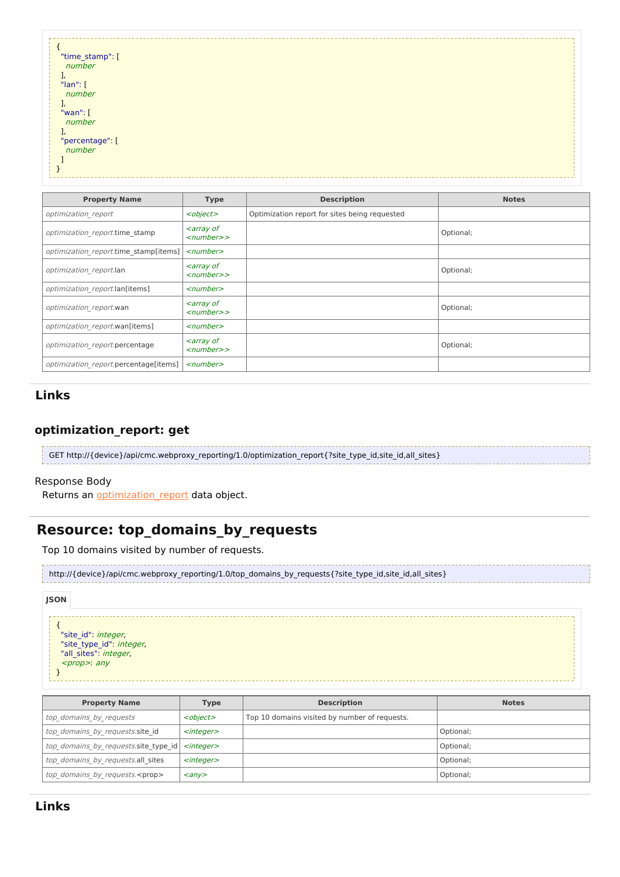```
{
  "time_stamp": [
    number
  ],
  "lan": [
    number
  ],
  "wan": [
    number
  ],
  "percentage": [
    number
  ]
}
```

| Property Name | Type | Description | Notes |
|---|---|---|---|
| *optimization_report* | *<object>* | Optimization report for sites being requested | |
| *optimization_report*.time_stamp | *<array of <number>>* | | Optional; |
| *optimization_report*.time_stamp[items] | *<number>* | | |
| *optimization_report*.lan | *<array of <number>>* | | Optional; |
| *optimization_report*.lan[items] | *<number>* | | |
| *optimization_report*.wan | *<array of <number>>* | | Optional; |
| *optimization_report*.wan[items] | *<number>* | | |
| *optimization_report*.percentage | *<array of <number>>* | | Optional; |
| *optimization_report*.percentage[items] | *<number>* | | |

## Links

### optimization_report: get

```
GET http://{device}/api/cmc.webproxy_reporting/1.0/optimization_report{?site_type_id,site_id,all_sites}
```

Response Body

Returns an optimization_report data object.

# Resource: top_domains_by_requests

Top 10 domains visited by number of requests.

```
http://{device}/api/cmc.webproxy_reporting/1.0/top_domains_by_requests{?site_type_id,site_id,all_sites}
```

**JSON**

```
{
  "site_id": integer,
  "site_type_id": integer,
  "all_sites": integer,
  <prop>: any
}
```

| Property Name | Type | Description | Notes |
|---|---|---|---|
| *top_domains_by_requests* | *<object>* | Top 10 domains visited by number of requests. | |
| *top_domains_by_requests*.site_id | *<integer>* | | Optional; |
| *top_domains_by_requests*.site_type_id | *<integer>* | | Optional; |
| *top_domains_by_requests*.all_sites | *<integer>* | | Optional; |
| *top_domains_by_requests*.<prop> | *<any>* | | Optional; |

## Links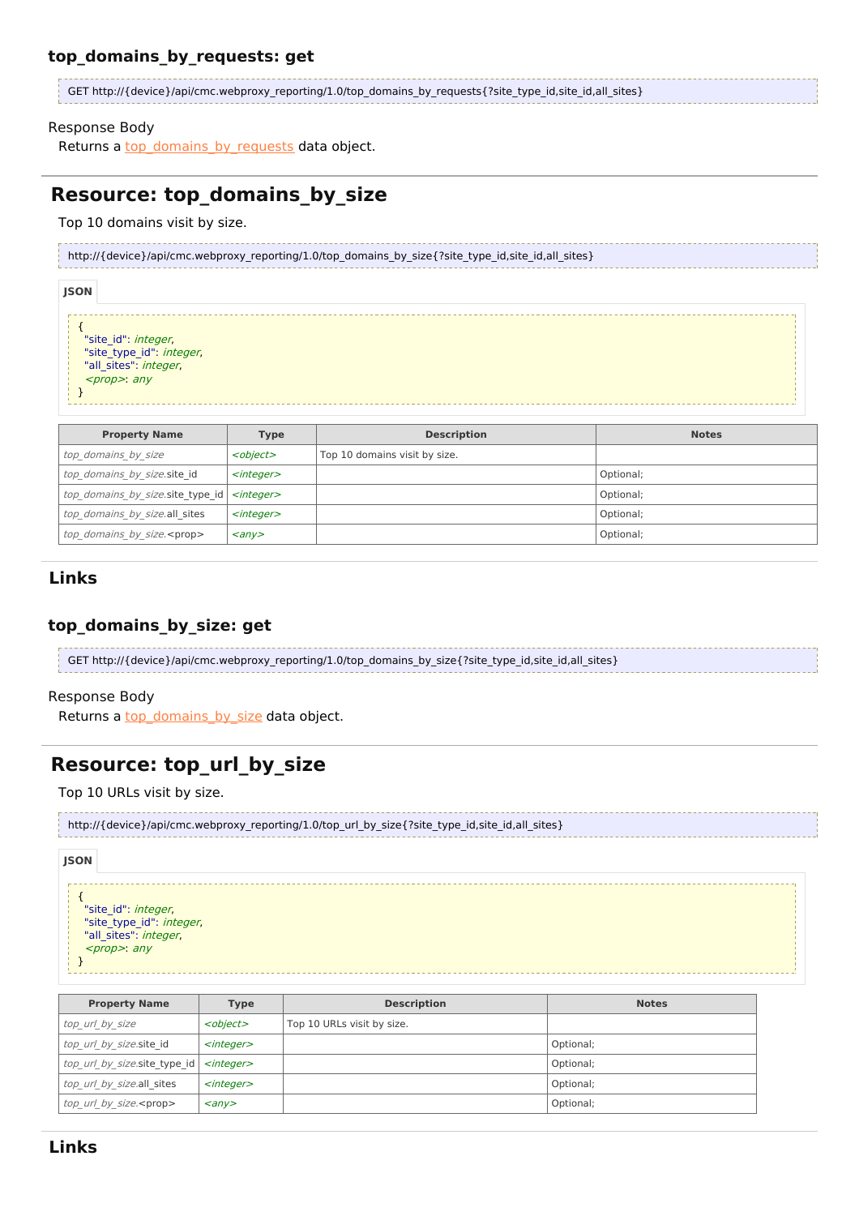### top_domains_by_requests: get

```
GET http://{device}/api/cmc.webproxy_reporting/1.0/top_domains_by_requests{?site_type_id,site_id,all_sites}
```

Response Body

Returns a top_domains_by_requests data object.

## Resource: top_domains_by_size

Top 10 domains visit by size.

```
http://{device}/api/cmc.webproxy_reporting/1.0/top_domains_by_size{?site_type_id,site_id,all_sites}
```

**JSON**

```
{
  "site_id": integer,
  "site_type_id": integer,
  "all_sites": integer,
  <prop>: any
}
```

| Property Name | Type | Description | Notes |
|---|---|---|---|
| *top_domains_by_size* | *<object>* | Top 10 domains visit by size. | |
| *top_domains_by_size*.site_id | *<integer>* | | Optional; |
| *top_domains_by_size*.site_type_id | *<integer>* | | Optional; |
| *top_domains_by_size*.all_sites | *<integer>* | | Optional; |
| *top_domains_by_size*.<prop> | *<any>* | | Optional; |

### Links

### top_domains_by_size: get

```
GET http://{device}/api/cmc.webproxy_reporting/1.0/top_domains_by_size{?site_type_id,site_id,all_sites}
```

Response Body

Returns a top_domains_by_size data object.

## Resource: top_url_by_size

Top 10 URLs visit by size.

```
http://{device}/api/cmc.webproxy_reporting/1.0/top_url_by_size{?site_type_id,site_id,all_sites}
```

**JSON**

```
{
  "site_id": integer,
  "site_type_id": integer,
  "all_sites": integer,
  <prop>: any
}
```

| Property Name | Type | Description | Notes |
|---|---|---|---|
| *top_url_by_size* | *<object>* | Top 10 URLs visit by size. | |
| *top_url_by_size*.site_id | *<integer>* | | Optional; |
| *top_url_by_size*.site_type_id | *<integer>* | | Optional; |
| *top_url_by_size*.all_sites | *<integer>* | | Optional; |
| *top_url_by_size*.<prop> | *<any>* | | Optional; |

### Links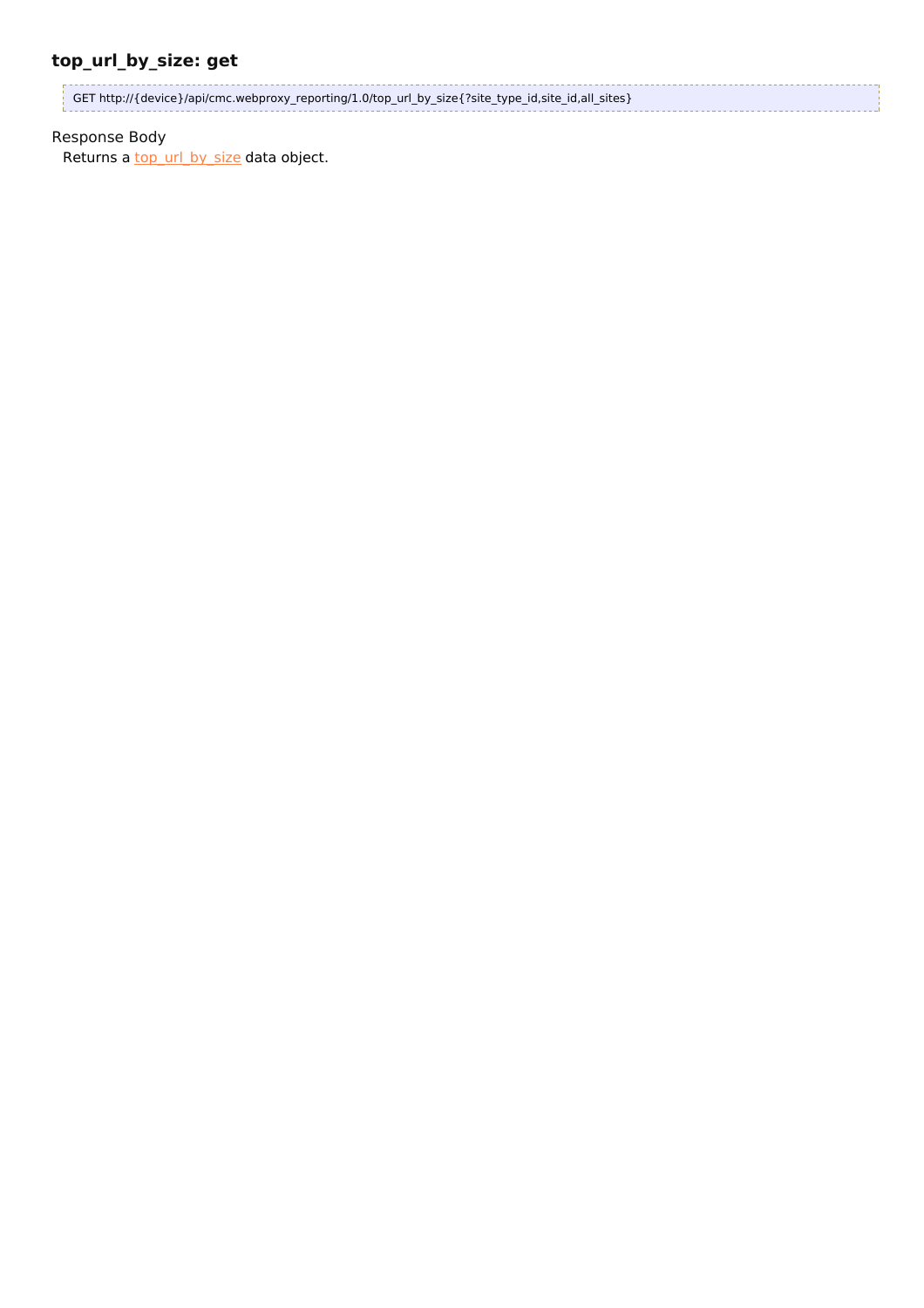### top_url_by_size: get

```
GET http://{device}/api/cmc.webproxy_reporting/1.0/top_url_by_size{?site_type_id,site_id,all_sites}
```

Response Body

Returns a top_url_by_size data object.